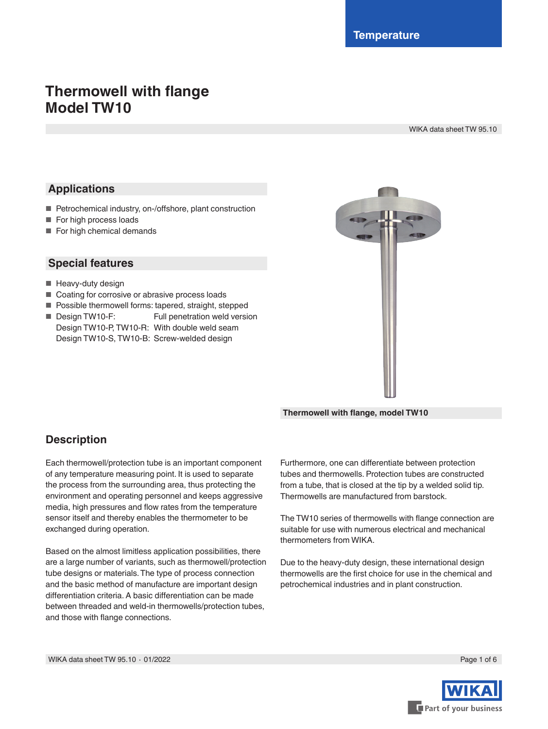Temperature

# Thermowell with flange
# Model TW10

WIKA data sheet TW 95.10

## Applications

- Petrochemical industry, on-/offshore, plant construction
- For high process loads
- For high chemical demands

## Special features

- Heavy-duty design
- Coating for corrosive or abrasive process loads
- Possible thermowell forms: tapered, straight, stepped
- Design TW10-F: Full penetration weld version
  Design TW10-P, TW10-R: With double weld seam
  Design TW10-S, TW10-B: Screw-welded design

**Thermowell with flange, model TW10**

## Description

Each thermowell/protection tube is an important component of any temperature measuring point. It is used to separate the process from the surrounding area, thus protecting the environment and operating personnel and keeps aggressive media, high pressures and flow rates from the temperature sensor itself and thereby enables the thermometer to be exchanged during operation.

Based on the almost limitless application possibilities, there are a large number of variants, such as thermowell/protection tube designs or materials. The type of process connection and the basic method of manufacture are important design differentiation criteria. A basic differentiation can be made between threaded and weld-in thermowells/protection tubes, and those with flange connections.

Furthermore, one can differentiate between protection tubes and thermowells. Protection tubes are constructed from a tube, that is closed at the tip by a welded solid tip. Thermowells are manufactured from barstock.

The TW10 series of thermowells with flange connection are suitable for use with numerous electrical and mechanical thermometers from WIKA.

Due to the heavy-duty design, these international design thermowells are the first choice for use in the chemical and petrochemical industries and in plant construction.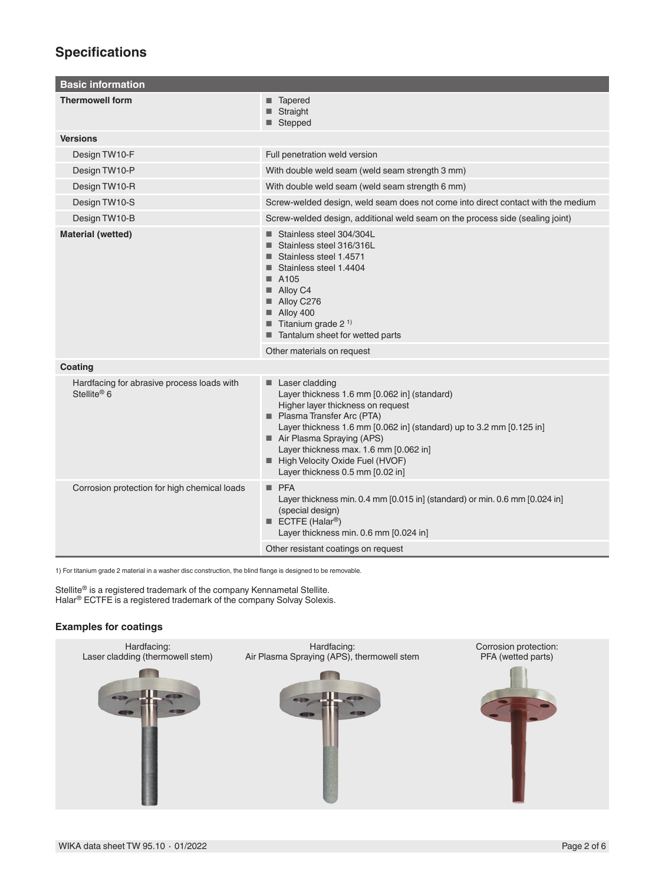## Specifications

| Basic information | |
|---|---|
| **Thermowell form** | ■ Tapered<br>■ Straight<br>■ Stepped |
| **Versions** | |
| Design TW10-F | Full penetration weld version |
| Design TW10-P | With double weld seam (weld seam strength 3 mm) |
| Design TW10-R | With double weld seam (weld seam strength 6 mm) |
| Design TW10-S | Screw-welded design, weld seam does not come into direct contact with the medium |
| Design TW10-B | Screw-welded design, additional weld seam on the process side (sealing joint) |
| **Material (wetted)** | ■ Stainless steel 304/304L<br>■ Stainless steel 316/316L<br>■ Stainless steel 1.4571<br>■ Stainless steel 1.4404<br>■ A105<br>■ Alloy C4<br>■ Alloy C276<br>■ Alloy 400<br>■ Titanium grade 2 [1)]<br>■ Tantalum sheet for wetted parts |
| | Other materials on request |
| **Coating** | |
| Hardfacing for abrasive process loads with Stellite® 6 | ■ Laser cladding<br>Layer thickness 1.6 mm [0.062 in] (standard)<br>Higher layer thickness on request<br>■ Plasma Transfer Arc (PTA)<br>Layer thickness 1.6 mm [0.062 in] (standard) up to 3.2 mm [0.125 in]<br>■ Air Plasma Spraying (APS)<br>Layer thickness max. 1.6 mm [0.062 in]<br>■ High Velocity Oxide Fuel (HVOF)<br>Layer thickness 0.5 mm [0.02 in] |
| Corrosion protection for high chemical loads | ■ PFA<br>Layer thickness min. 0.4 mm [0.015 in] (standard) or min. 0.6 mm [0.024 in] (special design)<br>■ ECTFE (Halar®)<br>Layer thickness min. 0.6 mm [0.024 in] |
| | Other resistant coatings on request |

1) For titanium grade 2 material in a washer disc construction, the blind flange is designed to be removable.

Stellite® is a registered trademark of the company Kennametal Stellite.
Halar® ECTFE is a registered trademark of the company Solvay Solexis.

### Examples for coatings

Hardfacing: Laser cladding (thermowell stem)

Hardfacing: Air Plasma Spraying (APS), thermowell stem

Corrosion protection: PFA (wetted parts)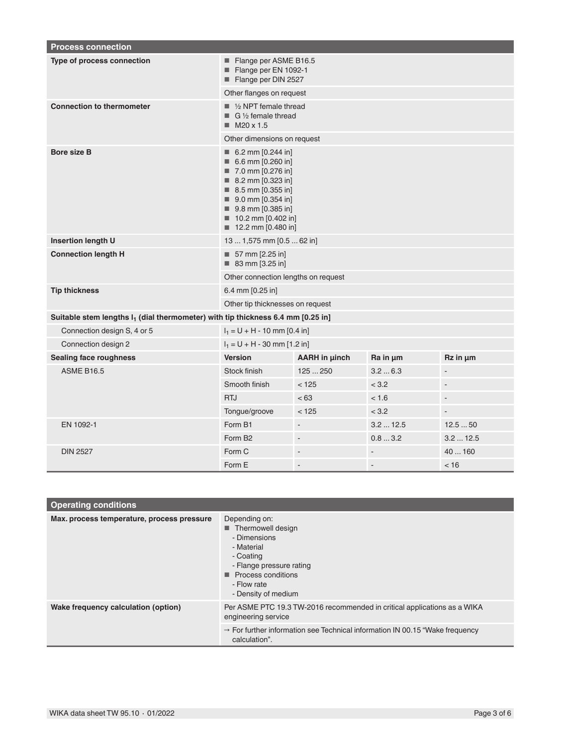## Process connection

| | | | | |
|---|---|---|---|---|
| **Type of process connection** | ■ Flange per ASME B16.5<br>■ Flange per EN 1092-1<br>■ Flange per DIN 2527 | | | |
| | Other flanges on request | | | |
| **Connection to thermometer** | ■ ½ NPT female thread<br>■ G ½ female thread<br>■ M20 x 1.5 | | | |
| | Other dimensions on request | | | |
| **Bore size B** | ■ 6.2 mm [0.244 in]<br>■ 6.6 mm [0.260 in]<br>■ 7.0 mm [0.276 in]<br>■ 8.2 mm [0.323 in]<br>■ 8.5 mm [0.355 in]<br>■ 9.0 mm [0.354 in]<br>■ 9.8 mm [0.385 in]<br>■ 10.2 mm [0.402 in]<br>■ 12.2 mm [0.480 in] | | | |
| **Insertion length U** | 13 ... 1,575 mm [0.5 ... 62 in] | | | |
| **Connection length H** | ■ 57 mm [2.25 in]<br>■ 83 mm [3.25 in] | | | |
| | Other connection lengths on request | | | |
| **Tip thickness** | 6.4 mm [0.25 in] | | | |
| | Other tip thicknesses on request | | | |
| **Suitable stem lengths $l_1$ (dial thermometer) with tip thickness 6.4 mm [0.25 in]** | | | | |
| Connection design S, 4 or 5 | $l_1$ = U + H - 10 mm [0.4 in] | | | |
| Connection design 2 | $l_1$ = U + H - 30 mm [1.2 in] | | | |
| **Sealing face roughness** | **Version** | **AARH in µinch** | **Ra in µm** | **Rz in µm** |
| ASME B16.5 | Stock finish | 125 ... 250 | 3.2 ... 6.3 | - |
| | Smooth finish | < 125 | < 3.2 | - |
| | RTJ | < 63 | < 1.6 | - |
| | Tongue/groove | < 125 | < 3.2 | - |
| EN 1092-1 | Form B1 | - | 3.2 ... 12.5 | 12.5 ... 50 |
| | Form B2 | - | 0.8 ... 3.2 | 3.2 ... 12.5 |
| DIN 2527 | Form C | - | - | 40 ... 160 |
| | Form E | - | - | < 16 |

## Operating conditions

| | |
|---|---|
| **Max. process temperature, process pressure** | Depending on:<br>■ Thermowell design<br>- Dimensions<br>- Material<br>- Coating<br>- Flange pressure rating<br>■ Process conditions<br>- Flow rate<br>- Density of medium |
| **Wake frequency calculation (option)** | Per ASME PTC 19.3 TW-2016 recommended in critical applications as a WIKA engineering service |
| | → For further information see Technical information IN 00.15 “Wake frequency calculation”. |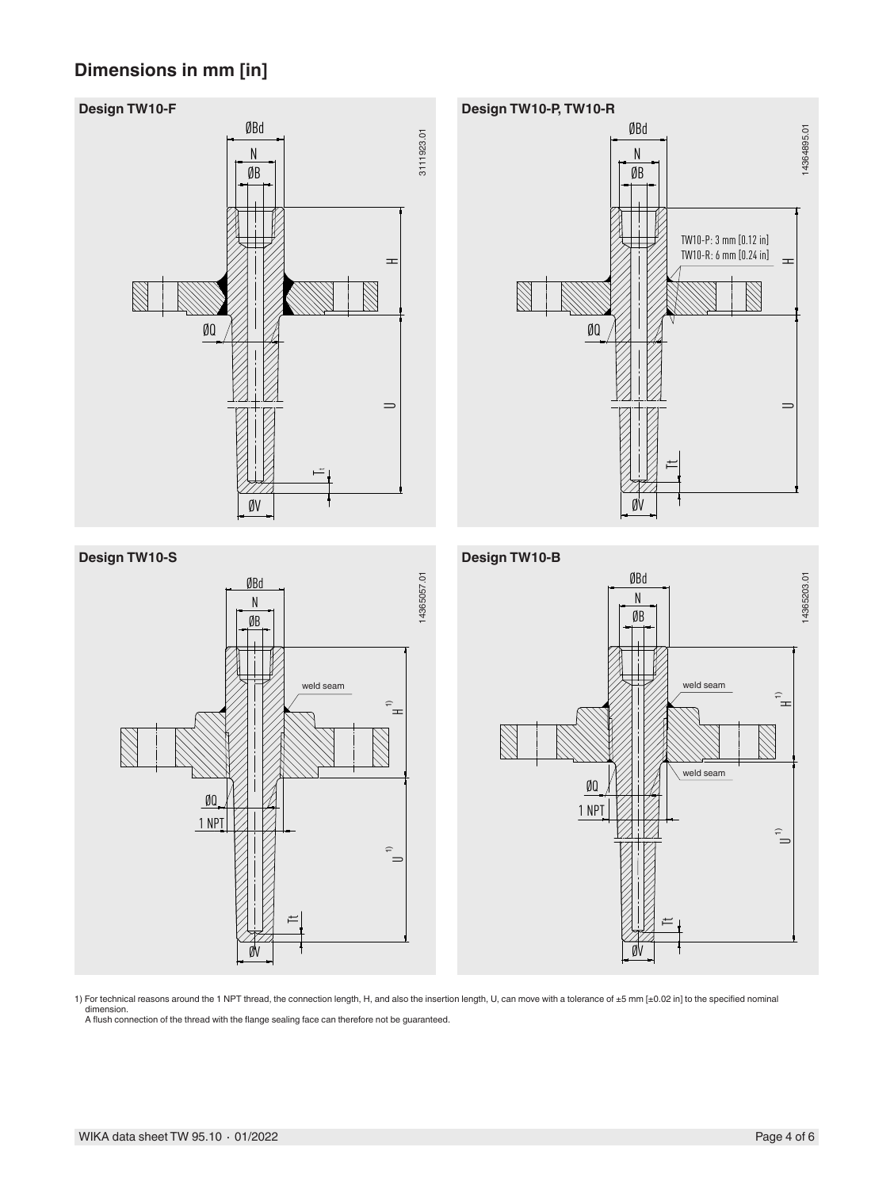## Dimensions in mm [in]

### Design TW10-F

ØBd

N

ØB

H

ØQ

U

Tt

ØV

3111923.01

### Design TW10-P, TW10-R

ØBd

N

ØB

TW10-P: 3 mm [0.12 in]
TW10-R: 6 mm [0.24 in]

H

ØQ

U

Tt

ØV

14364895.01

### Design TW10-S

ØBd

N

ØB

weld seam

H [1)]

ØQ

1 NPT

U [1)]

Tt

ØV

14365057.01

### Design TW10-B

ØBd

N

ØB

weld seam

H [1)]

weld seam

ØQ

1 NPT

U [1)]

Tt

ØV

14365203.01

1) For technical reasons around the 1 NPT thread, the connection length, H, and also the insertion length, U, can move with a tolerance of ±5 mm [±0.02 in] to the specified nominal dimension.
A flush connection of the thread with the flange sealing face can therefore not be guaranteed.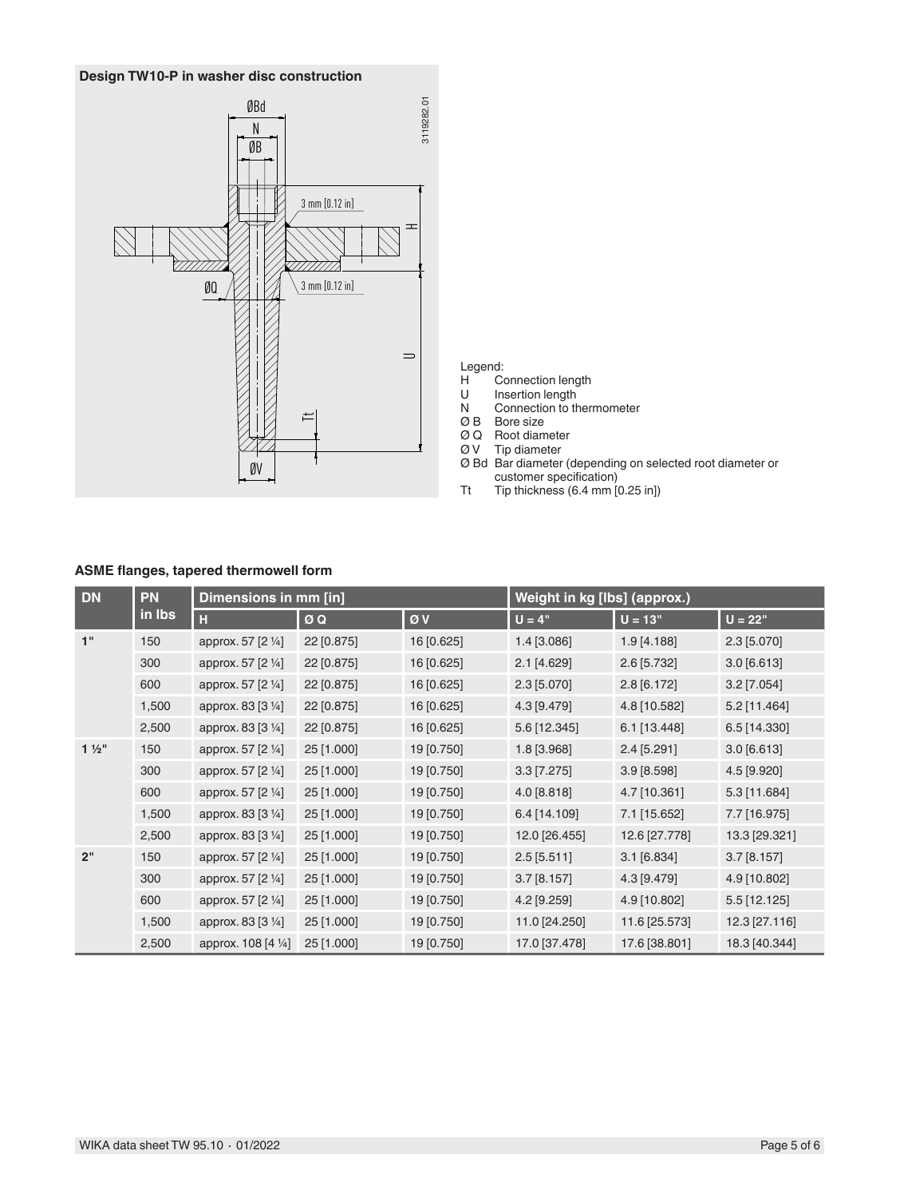### Design TW10-P in washer disc construction

Legend:
- H Connection length
- U Insertion length
- N Connection to thermometer
- Ø B Bore size
- Ø Q Root diameter
- Ø V Tip diameter
- Ø Bd Bar diameter (depending on selected root diameter or customer specification)
- Tt Tip thickness (6.4 mm [0.25 in])

### ASME flanges, tapered thermowell form

| DN | PN in lbs | Dimensions in mm [in] | | | Weight in kg [lbs] (approx.) | | |
|---|---|---|---|---|---|---|---|
| | | H | Ø Q | Ø V | U = 4" | U = 13" | U = 22" |
| 1" | 150 | approx. 57 [2 ¼] | 22 [0.875] | 16 [0.625] | 1.4 [3.086] | 1.9 [4.188] | 2.3 [5.070] |
| | 300 | approx. 57 [2 ¼] | 22 [0.875] | 16 [0.625] | 2.1 [4.629] | 2.6 [5.732] | 3.0 [6.613] |
| | 600 | approx. 57 [2 ¼] | 22 [0.875] | 16 [0.625] | 2.3 [5.070] | 2.8 [6.172] | 3.2 [7.054] |
| | 1,500 | approx. 83 [3 ¼] | 22 [0.875] | 16 [0.625] | 4.3 [9.479] | 4.8 [10.582] | 5.2 [11.464] |
| | 2,500 | approx. 83 [3 ¼] | 22 [0.875] | 16 [0.625] | 5.6 [12.345] | 6.1 [13.448] | 6.5 [14.330] |
| 1 ½" | 150 | approx. 57 [2 ¼] | 25 [1.000] | 19 [0.750] | 1.8 [3.968] | 2.4 [5.291] | 3.0 [6.613] |
| | 300 | approx. 57 [2 ¼] | 25 [1.000] | 19 [0.750] | 3.3 [7.275] | 3.9 [8.598] | 4.5 [9.920] |
| | 600 | approx. 57 [2 ¼] | 25 [1.000] | 19 [0.750] | 4.0 [8.818] | 4.7 [10.361] | 5.3 [11.684] |
| | 1,500 | approx. 83 [3 ¼] | 25 [1.000] | 19 [0.750] | 6.4 [14.109] | 7.1 [15.652] | 7.7 [16.975] |
| | 2,500 | approx. 83 [3 ¼] | 25 [1.000] | 19 [0.750] | 12.0 [26.455] | 12.6 [27.778] | 13.3 [29.321] |
| 2" | 150 | approx. 57 [2 ¼] | 25 [1.000] | 19 [0.750] | 2.5 [5.511] | 3.1 [6.834] | 3.7 [8.157] |
| | 300 | approx. 57 [2 ¼] | 25 [1.000] | 19 [0.750] | 3.7 [8.157] | 4.3 [9.479] | 4.9 [10.802] |
| | 600 | approx. 57 [2 ¼] | 25 [1.000] | 19 [0.750] | 4.2 [9.259] | 4.9 [10.802] | 5.5 [12.125] |
| | 1,500 | approx. 83 [3 ¼] | 25 [1.000] | 19 [0.750] | 11.0 [24.250] | 11.6 [25.573] | 12.3 [27.116] |
| | 2,500 | approx. 108 [4 ¼] | 25 [1.000] | 19 [0.750] | 17.0 [37.478] | 17.6 [38.801] | 18.3 [40.344] |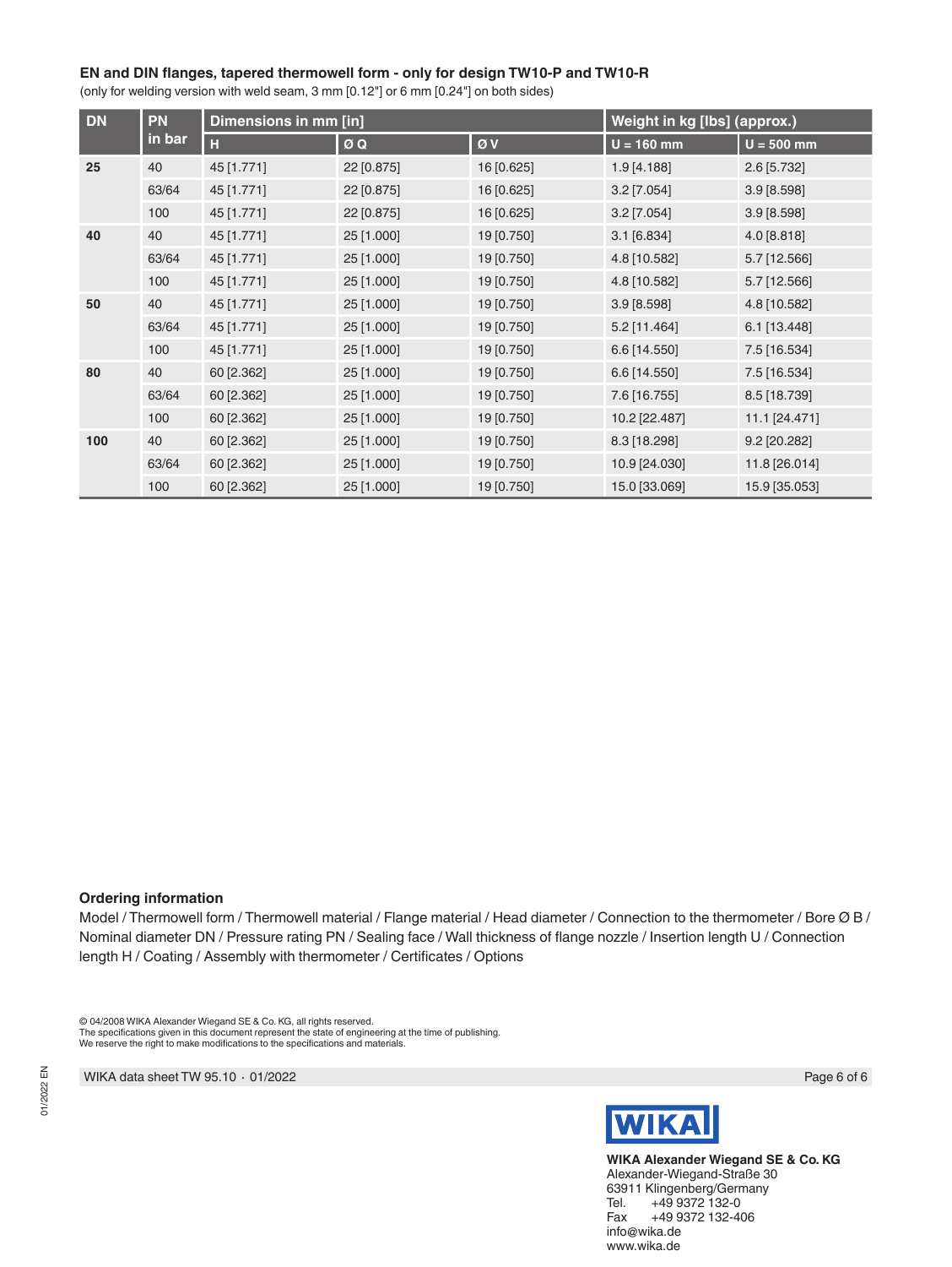**EN and DIN flanges, tapered thermowell form - only for design TW10-P and TW10-R**

(only for welding version with weld seam, 3 mm [0.12"] or 6 mm [0.24"] on both sides)

| DN | PN in bar | Dimensions in mm [in] | | | Weight in kg [lbs] (approx.) | |
|---|---|---|---|---|---|---|
| | | H | Ø Q | Ø V | U = 160 mm | U = 500 mm |
| **25** | 40 | 45 [1.771] | 22 [0.875] | 16 [0.625] | 1.9 [4.188] | 2.6 [5.732] |
| | 63/64 | 45 [1.771] | 22 [0.875] | 16 [0.625] | 3.2 [7.054] | 3.9 [8.598] |
| | 100 | 45 [1.771] | 22 [0.875] | 16 [0.625] | 3.2 [7.054] | 3.9 [8.598] |
| **40** | 40 | 45 [1.771] | 25 [1.000] | 19 [0.750] | 3.1 [6.834] | 4.0 [8.818] |
| | 63/64 | 45 [1.771] | 25 [1.000] | 19 [0.750] | 4.8 [10.582] | 5.7 [12.566] |
| | 100 | 45 [1.771] | 25 [1.000] | 19 [0.750] | 4.8 [10.582] | 5.7 [12.566] |
| **50** | 40 | 45 [1.771] | 25 [1.000] | 19 [0.750] | 3.9 [8.598] | 4.8 [10.582] |
| | 63/64 | 45 [1.771] | 25 [1.000] | 19 [0.750] | 5.2 [11.464] | 6.1 [13.448] |
| | 100 | 45 [1.771] | 25 [1.000] | 19 [0.750] | 6.6 [14.550] | 7.5 [16.534] |
| **80** | 40 | 60 [2.362] | 25 [1.000] | 19 [0.750] | 6.6 [14.550] | 7.5 [16.534] |
| | 63/64 | 60 [2.362] | 25 [1.000] | 19 [0.750] | 7.6 [16.755] | 8.5 [18.739] |
| | 100 | 60 [2.362] | 25 [1.000] | 19 [0.750] | 10.2 [22.487] | 11.1 [24.471] |
| **100** | 40 | 60 [2.362] | 25 [1.000] | 19 [0.750] | 8.3 [18.298] | 9.2 [20.282] |
| | 63/64 | 60 [2.362] | 25 [1.000] | 19 [0.750] | 10.9 [24.030] | 11.8 [26.014] |
| | 100 | 60 [2.362] | 25 [1.000] | 19 [0.750] | 15.0 [33.069] | 15.9 [35.053] |

**Ordering information**

Model / Thermowell form / Thermowell material / Flange material / Head diameter / Connection to the thermometer / Bore Ø B / Nominal diameter DN / Pressure rating PN / Sealing face / Wall thickness of flange nozzle / Insertion length U / Connection length H / Coating / Assembly with thermometer / Certificates / Options

© 04/2008 WIKA Alexander Wiegand SE & Co. KG, all rights reserved.
The specifications given in this document represent the state of engineering at the time of publishing.
We reserve the right to make modifications to the specifications and materials.

**WIKA Alexander Wiegand SE & Co. KG**
Alexander-Wiegand-Straße 30
63911 Klingenberg/Germany
Tel. +49 9372 132-0
Fax +49 9372 132-406
info@wika.de
www.wika.de